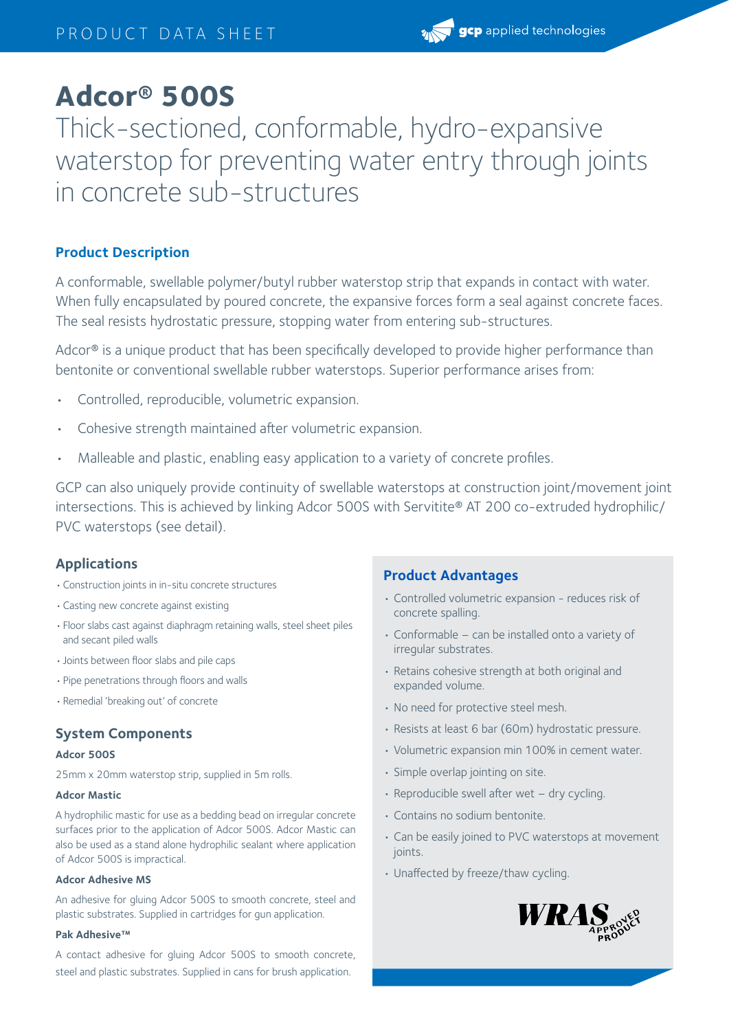# Adcor® 500S

## Thick-sectioned, conformable, hydro-expansive waterstop for preventing water entry through joints in concrete sub-structures

### Product Description

A conformable, swellable polymer/butyl rubber waterstop strip that expands in contact with water. When fully encapsulated by poured concrete, the expansive forces form a seal against concrete faces. The seal resists hydrostatic pressure, stopping water from entering sub-structures.

Adcor® is a unique product that has been specifically developed to provide higher performance than bentonite or conventional swellable rubber waterstops. Superior performance arises from:

- Controlled, reproducible, volumetric expansion.
- Cohesive strength maintained after volumetric expansion.
- Malleable and plastic, enabling easy application to a variety of concrete profiles.

GCP can also uniquely provide continuity of swellable waterstops at construction joint/movement joint intersections. This is achieved by linking Adcor 500S with Servitite® AT 200 co-extruded hydrophilic/ PVC waterstops (see detail).

### Applications

- Construction joints in in-situ concrete structures
- Casting new concrete against existing
- Floor slabs cast against diaphragm retaining walls, steel sheet piles and secant piled walls
- Joints between floor slabs and pile caps
- Pipe penetrations through floors and walls
- Remedial 'breaking out' of concrete

### System Components

#### Adcor 500S

25mm x 20mm waterstop strip, supplied in 5m rolls.

#### Adcor Mastic

A hydrophilic mastic for use as a bedding bead on irregular concrete surfaces prior to the application of Adcor 500S. Adcor Mastic can also be used as a stand alone hydrophilic sealant where application of Adcor 500S is impractical.

#### Adcor Adhesive MS

An adhesive for gluing Adcor 500S to smooth concrete, steel and plastic substrates. Supplied in cartridges for gun application.

#### Pak Adhesive™

A contact adhesive for gluing Adcor 500S to smooth concrete, steel and plastic substrates. Supplied in cans for brush application.

### Product Advantages

- Controlled volumetric expansion - reduces risk of concrete spalling.
- Conformable – can be installed onto a variety of irregular substrates.
- Retains cohesive strength at both original and expanded volume.
- No need for protective steel mesh.
- Resists at least 6 bar (60m) hydrostatic pressure.
- Volumetric expansion min 100% in cement water.
- Simple overlap jointing on site.
- Reproducible swell after wet – dry cycling.
- Contains no sodium bentonite.
- Can be easily joined to PVC waterstops at movement joints.
- Unaffected by freeze/thaw cycling.

WRAS APPROVED PRODUCT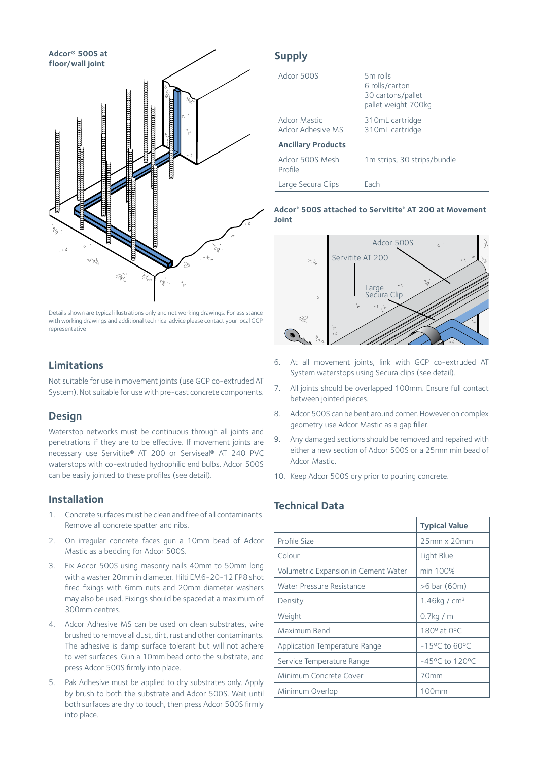**Adcor® 500S at floor/wall joint**

Details shown are typical illustrations only and not working drawings. For assistance with working drawings and additional technical advice please contact your local GCP representative

## Limitations

Not suitable for use in movement joints (use GCP co-extruded AT System). Not suitable for use with pre-cast concrete components.

## Design

Waterstop networks must be continuous through all joints and penetrations if they are to be effective. If movement joints are necessary use Servitite® AT 200 or Serviseal® AT 240 PVC waterstops with co-extruded hydrophilic end bulbs. Adcor 500S can be easily jointed to these profiles (see detail).

## Installation

1. Concrete surfaces must be clean and free of all contaminants. Remove all concrete spatter and nibs.
2. On irregular concrete faces gun a 10mm bead of Adcor Mastic as a bedding for Adcor 500S.
3. Fix Adcor 500S using masonry nails 40mm to 50mm long with a washer 20mm in diameter. Hilti EM6-20-12 FP8 shot fired fixings with 6mm nuts and 20mm diameter washers may also be used. Fixings should be spaced at a maximum of 300mm centres.
4. Adcor Adhesive MS can be used on clean substrates, wire brushed to remove all dust, dirt, rust and other contaminants. The adhesive is damp surface tolerant but will not adhere to wet surfaces. Gun a 10mm bead onto the substrate, and press Adcor 500S firmly into place.
5. Pak Adhesive must be applied to dry substrates only. Apply by brush to both the substrate and Adcor 500S. Wait until both surfaces are dry to touch, then press Adcor 500S firmly into place.
6. At all movement joints, link with GCP co-extruded AT System waterstops using Secura clips (see detail).
7. All joints should be overlapped 100mm. Ensure full contact between jointed pieces.
8. Adcor 500S can be bent around corner. However on complex geometry use Adcor Mastic as a gap filler.
9. Any damaged sections should be removed and repaired with either a new section of Adcor 500S or a 25mm min bead of Adcor Mastic.
10. Keep Adcor 500S dry prior to pouring concrete.

## Supply

| | |
|---|---|
| Adcor 500S | 5m rolls<br>6 rolls/carton<br>30 cartons/pallet<br>pallet weight 700kg |
| Adcor Mastic<br>Adcor Adhesive MS | 310mL cartridge<br>310mL cartridge |
| **Ancillary Products** | |
| Adcor 500S Mesh Profile | 1m strips, 30 strips/bundle |
| Large Secura Clips | Each |

**Adcor® 500S attached to Servitite® AT 200 at Movement Joint**

Adcor 500S
Servitite AT 200
Large Secura Clip

## Technical Data

| | Typical Value |
|---|---|
| Profile Size | 25mm x 20mm |
| Colour | Light Blue |
| Volumetric Expansion in Cement Water | min 100% |
| Water Pressure Resistance | >6 bar (60m) |
| Density | 1.46kg / cm³ |
| Weight | 0.7kg / m |
| Maximum Bend | 180° at 0°C |
| Application Temperature Range | -15°C to 60°C |
| Service Temperature Range | -45°C to 120°C |
| Minimum Concrete Cover | 70mm |
| Minimum Overlop | 100mm |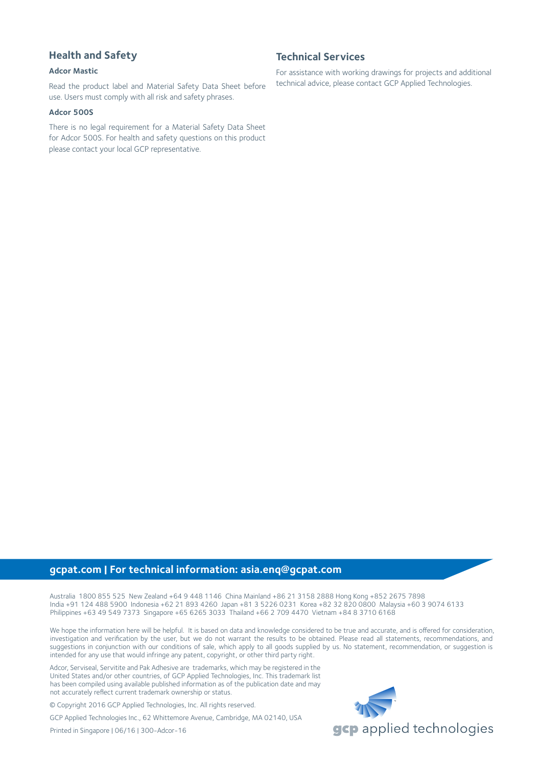## Health and Safety

### Adcor Mastic

Read the product label and Material Safety Data Sheet before use. Users must comply with all risk and safety phrases.

### Adcor 500S

There is no legal requirement for a Material Safety Data Sheet for Adcor 500S. For health and safety questions on this product please contact your local GCP representative.

## Technical Services

For assistance with working drawings for projects and additional technical advice, please contact GCP Applied Technologies.

**gcpat.com | For technical information: asia.enq@gcpat.com**

Australia 1800 855 525 New Zealand +64 9 448 1146 China Mainland +86 21 3158 2888 Hong Kong +852 2675 7898
India +91 124 488 5900 Indonesia +62 21 893 4260 Japan +81 3 5226 0231 Korea +82 32 820 0800 Malaysia +60 3 9074 6133
Philippines +63 49 549 7373 Singapore +65 6265 3033 Thailand +66 2 709 4470 Vietnam +84 8 3710 6168

We hope the information here will be helpful. It is based on data and knowledge considered to be true and accurate, and is offered for consideration, investigation and verification by the user, but we do not warrant the results to be obtained. Please read all statements, recommendations, and suggestions in conjunction with our conditions of sale, which apply to all goods supplied by us. No statement, recommendation, or suggestion is intended for any use that would infringe any patent, copyright, or other third party right.

Adcor, Serviseal, Servitite and Pak Adhesive are trademarks, which may be registered in the United States and/or other countries, of GCP Applied Technologies, Inc. This trademark list has been compiled using available published information as of the publication date and may not accurately reflect current trademark ownership or status.

© Copyright 2016 GCP Applied Technologies, Inc. All rights reserved.

GCP Applied Technologies Inc., 62 Whittemore Avenue, Cambridge, MA 02140, USA

Printed in Singapore | 06/16 | 300-Adcor-16

gcp applied technologies